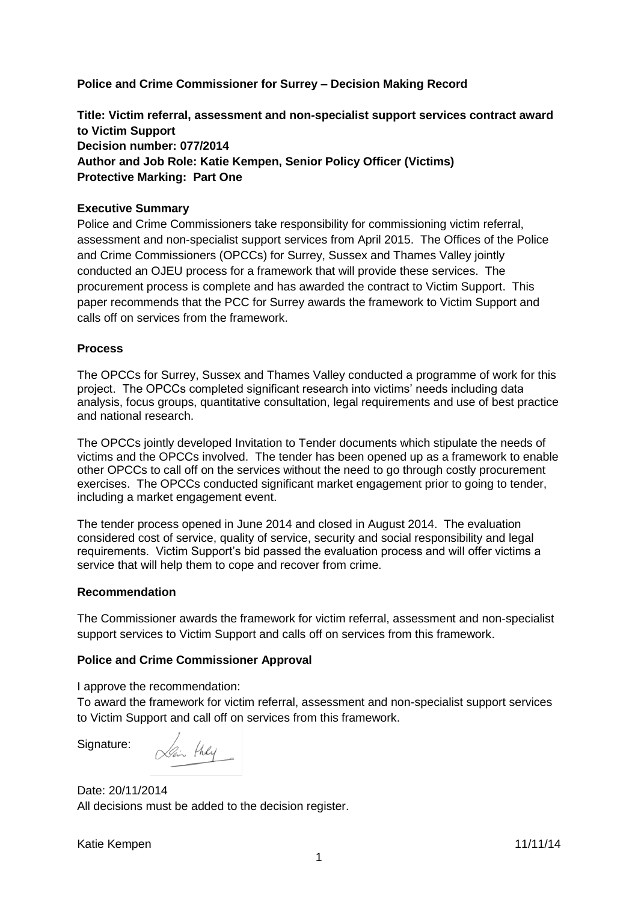**Police and Crime Commissioner for Surrey – Decision Making Record**

**Title: Victim referral, assessment and non-specialist support services contract award to Victim Support**
**Decision number: 077/2014**
**Author and Job Role: Katie Kempen, Senior Policy Officer (Victims)**
**Protective Marking: Part One**

**Executive Summary**

Police and Crime Commissioners take responsibility for commissioning victim referral, assessment and non-specialist support services from April 2015. The Offices of the Police and Crime Commissioners (OPCCs) for Surrey, Sussex and Thames Valley jointly conducted an OJEU process for a framework that will provide these services. The procurement process is complete and has awarded the contract to Victim Support. This paper recommends that the PCC for Surrey awards the framework to Victim Support and calls off on services from the framework.

**Process**

The OPCCs for Surrey, Sussex and Thames Valley conducted a programme of work for this project. The OPCCs completed significant research into victims' needs including data analysis, focus groups, quantitative consultation, legal requirements and use of best practice and national research.

The OPCCs jointly developed Invitation to Tender documents which stipulate the needs of victims and the OPCCs involved. The tender has been opened up as a framework to enable other OPCCs to call off on the services without the need to go through costly procurement exercises. The OPCCs conducted significant market engagement prior to going to tender, including a market engagement event.

The tender process opened in June 2014 and closed in August 2014. The evaluation considered cost of service, quality of service, security and social responsibility and legal requirements. Victim Support's bid passed the evaluation process and will offer victims a service that will help them to cope and recover from crime.

**Recommendation**

The Commissioner awards the framework for victim referral, assessment and non-specialist support services to Victim Support and calls off on services from this framework.

**Police and Crime Commissioner Approval**

I approve the recommendation:

To award the framework for victim referral, assessment and non-specialist support services to Victim Support and call off on services from this framework.

Signature:

Date: 20/11/2014

All decisions must be added to the decision register.

Katie Kempen 11/11/14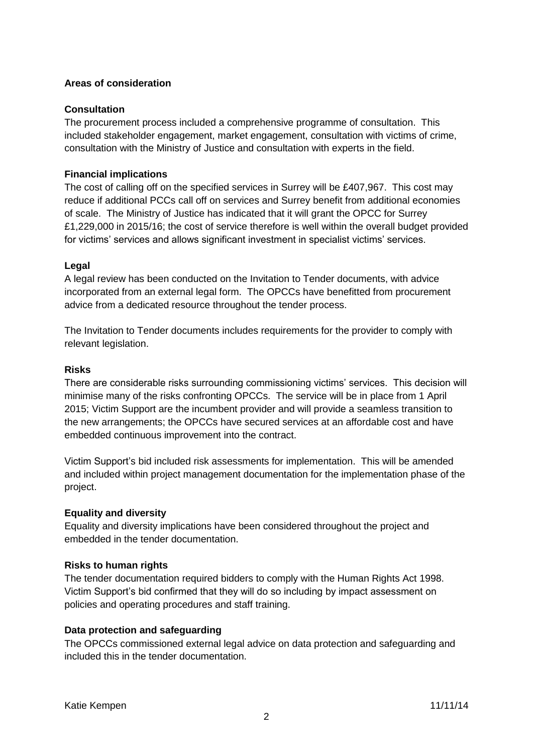**Areas of consideration**

**Consultation**

The procurement process included a comprehensive programme of consultation. This included stakeholder engagement, market engagement, consultation with victims of crime, consultation with the Ministry of Justice and consultation with experts in the field.

**Financial implications**

The cost of calling off on the specified services in Surrey will be £407,967. This cost may reduce if additional PCCs call off on services and Surrey benefit from additional economies of scale. The Ministry of Justice has indicated that it will grant the OPCC for Surrey £1,229,000 in 2015/16; the cost of service therefore is well within the overall budget provided for victims' services and allows significant investment in specialist victims' services.

**Legal**

A legal review has been conducted on the Invitation to Tender documents, with advice incorporated from an external legal form. The OPCCs have benefitted from procurement advice from a dedicated resource throughout the tender process.

The Invitation to Tender documents includes requirements for the provider to comply with relevant legislation.

**Risks**

There are considerable risks surrounding commissioning victims' services. This decision will minimise many of the risks confronting OPCCs. The service will be in place from 1 April 2015; Victim Support are the incumbent provider and will provide a seamless transition to the new arrangements; the OPCCs have secured services at an affordable cost and have embedded continuous improvement into the contract.

Victim Support's bid included risk assessments for implementation. This will be amended and included within project management documentation for the implementation phase of the project.

**Equality and diversity**

Equality and diversity implications have been considered throughout the project and embedded in the tender documentation.

**Risks to human rights**

The tender documentation required bidders to comply with the Human Rights Act 1998. Victim Support's bid confirmed that they will do so including by impact assessment on policies and operating procedures and staff training.

**Data protection and safeguarding**

The OPCCs commissioned external legal advice on data protection and safeguarding and included this in the tender documentation.

Katie Kempen 11/11/14